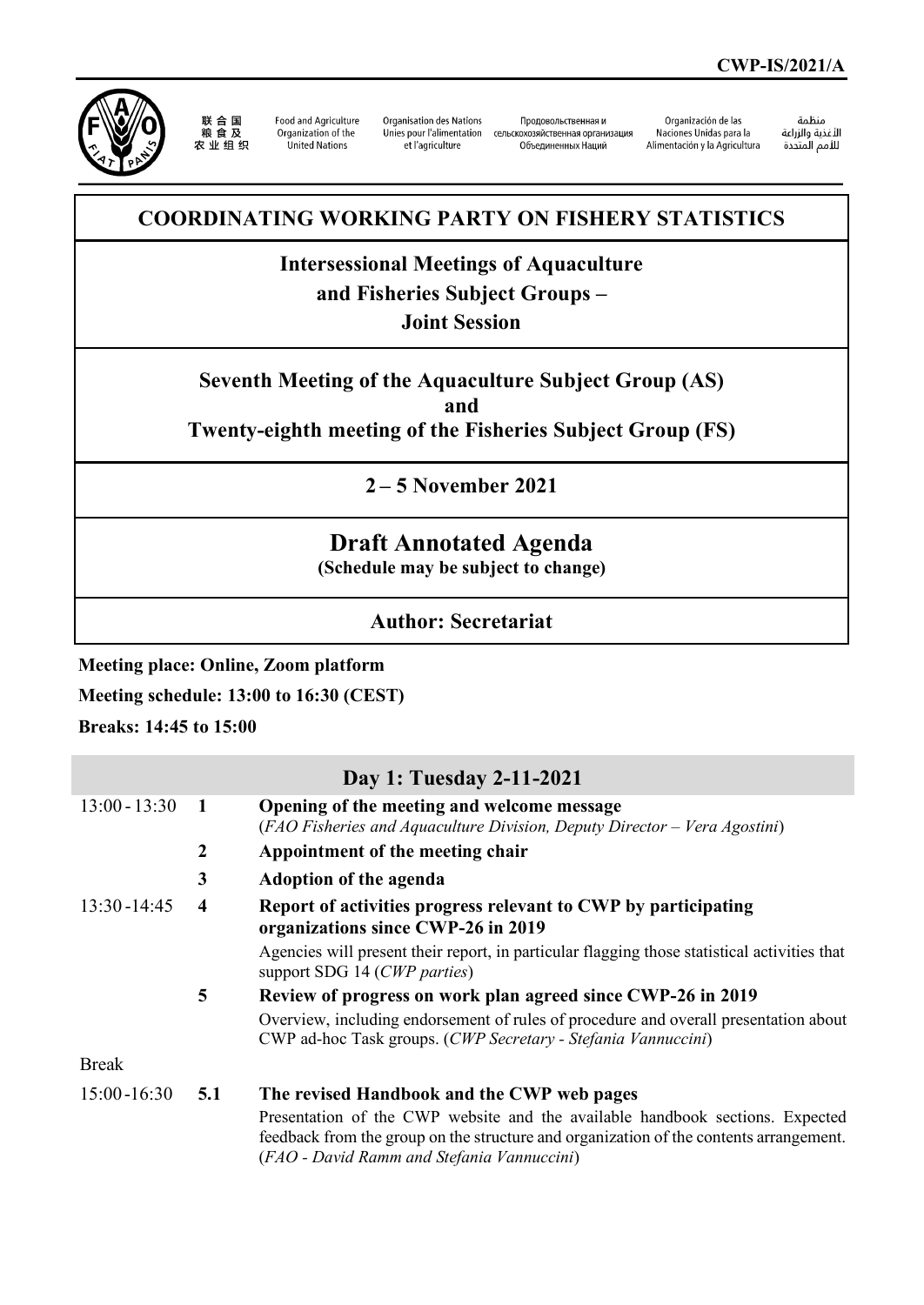CWP-IS/2021/A

联合国粮食及农业组织 | Food and Agriculture Organization of the United Nations | Organisation des Nations Unies pour l'alimentation et l'agriculture | Продовольственная и сельскохозяйственная организация Объединенных Наций | Organización de las Naciones Unidas para la Alimentación y la Agricultura | منظمة الأغذية والزراعة للأمم المتحدة

# COORDINATING WORKING PARTY ON FISHERY STATISTICS

## Intersessional Meetings of Aquaculture and Fisheries Subject Groups – Joint Session

## Seventh Meeting of the Aquaculture Subject Group (AS) and Twenty-eighth meeting of the Fisheries Subject Group (FS)

## 2 – 5 November 2021

# Draft Annotated Agenda

**(Schedule may be subject to change)**

## Author: Secretariat

**Meeting place: Online, Zoom platform**

**Meeting schedule: 13:00 to 16:30 (CEST)**

**Breaks: 14:45 to 15:00**

## Day 1: Tuesday 2-11-2021

| Time | Item | Description |
|---|---|---|
| 13:00 - 13:30 | **1** | **Opening of the meeting and welcome message**<br>(*FAO Fisheries and Aquaculture Division, Deputy Director – Vera Agostini*) |
| | **2** | **Appointment of the meeting chair** |
| | **3** | **Adoption of the agenda** |
| 13:30 -14:45 | **4** | **Report of activities progress relevant to CWP by participating organizations since CWP-26 in 2019**<br>Agencies will present their report, in particular flagging those statistical activities that support SDG 14 (*CWP parties*) |
| | **5** | **Review of progress on work plan agreed since CWP-26 in 2019**<br>Overview, including endorsement of rules of procedure and overall presentation about CWP ad-hoc Task groups. (*CWP Secretary - Stefania Vannuccini*) |
| Break | | |
| 15:00 -16:30 | **5.1** | **The revised Handbook and the CWP web pages**<br>Presentation of the CWP website and the available handbook sections. Expected feedback from the group on the structure and organization of the contents arrangement. (*FAO - David Ramm and Stefania Vannuccini*) |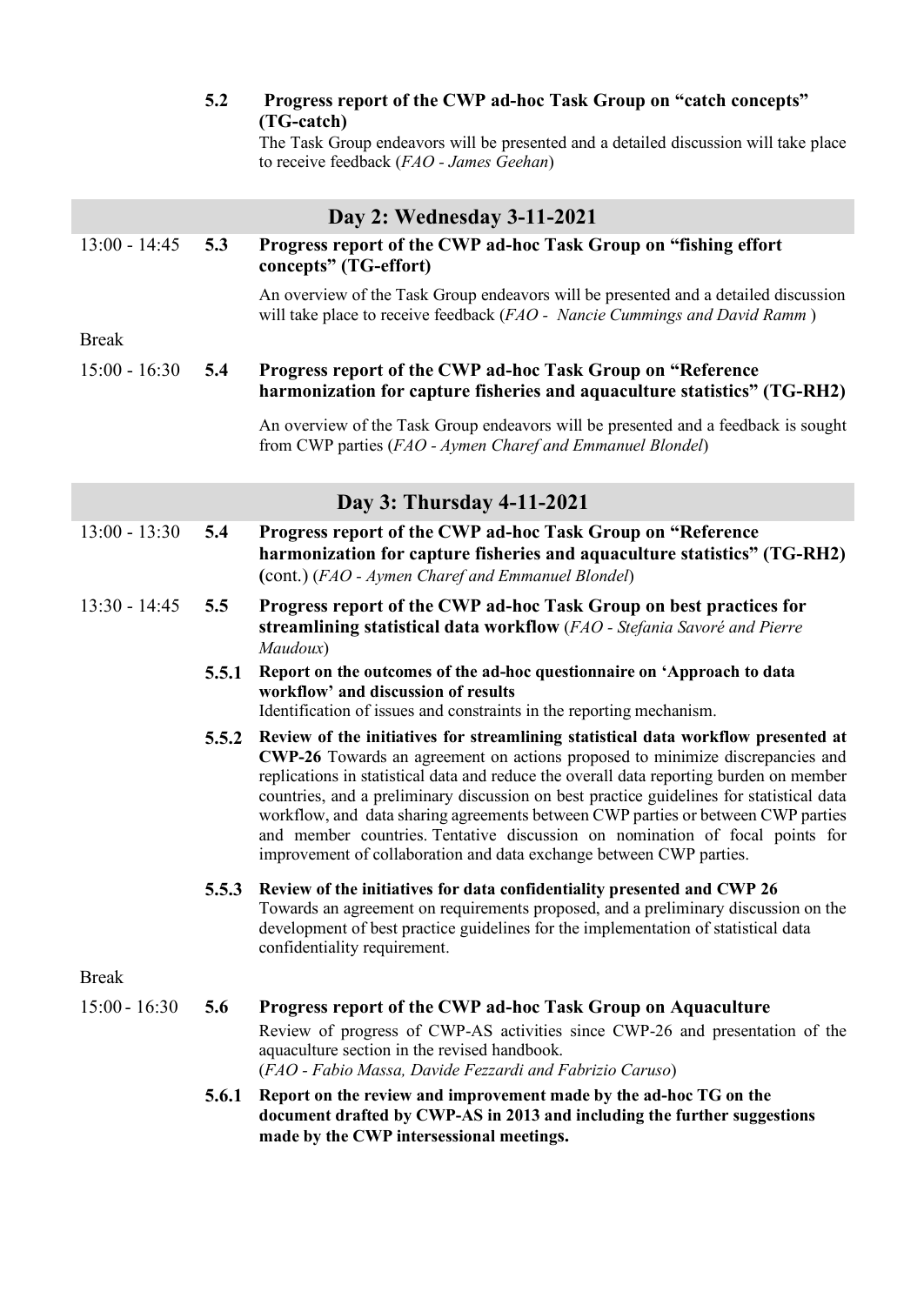**5.2 Progress report of the CWP ad-hoc Task Group on "catch concepts" (TG-catch)**

The Task Group endeavors will be presented and a detailed discussion will take place to receive feedback (*FAO - James Geehan*)

## Day 2: Wednesday 3-11-2021

13:00 - 14:45 **5.3 Progress report of the CWP ad-hoc Task Group on "fishing effort concepts" (TG-effort)**

An overview of the Task Group endeavors will be presented and a detailed discussion will take place to receive feedback (*FAO - Nancie Cummings and David Ramm* )

Break

15:00 - 16:30 **5.4 Progress report of the CWP ad-hoc Task Group on "Reference harmonization for capture fisheries and aquaculture statistics" (TG-RH2)**

An overview of the Task Group endeavors will be presented and a feedback is sought from CWP parties (*FAO - Aymen Charef and Emmanuel Blondel*)

## Day 3: Thursday 4-11-2021

13:00 - 13:30 **5.4 Progress report of the CWP ad-hoc Task Group on "Reference harmonization for capture fisheries and aquaculture statistics" (TG-RH2) (**cont.) (*FAO - Aymen Charef and Emmanuel Blondel*)

13:30 - 14:45 **5.5 Progress report of the CWP ad-hoc Task Group on best practices for streamlining statistical data workflow** (*FAO - Stefania Savoré and Pierre Maudoux*)

**5.5.1 Report on the outcomes of the ad-hoc questionnaire on 'Approach to data workflow' and discussion of results**
Identification of issues and constraints in the reporting mechanism.

**5.5.2 Review of the initiatives for streamlining statistical data workflow presented at CWP-26** Towards an agreement on actions proposed to minimize discrepancies and replications in statistical data and reduce the overall data reporting burden on member countries, and a preliminary discussion on best practice guidelines for statistical data workflow, and data sharing agreements between CWP parties or between CWP parties and member countries. Tentative discussion on nomination of focal points for improvement of collaboration and data exchange between CWP parties.

**5.5.3 Review of the initiatives for data confidentiality presented and CWP 26**
Towards an agreement on requirements proposed, and a preliminary discussion on the development of best practice guidelines for the implementation of statistical data confidentiality requirement.

Break

15:00 - 16:30 **5.6 Progress report of the CWP ad-hoc Task Group on Aquaculture**

Review of progress of CWP-AS activities since CWP-26 and presentation of the aquaculture section in the revised handbook.
(*FAO - Fabio Massa, Davide Fezzardi and Fabrizio Caruso*)

**5.6.1 Report on the review and improvement made by the ad-hoc TG on the document drafted by CWP-AS in 2013 and including the further suggestions made by the CWP intersessional meetings.**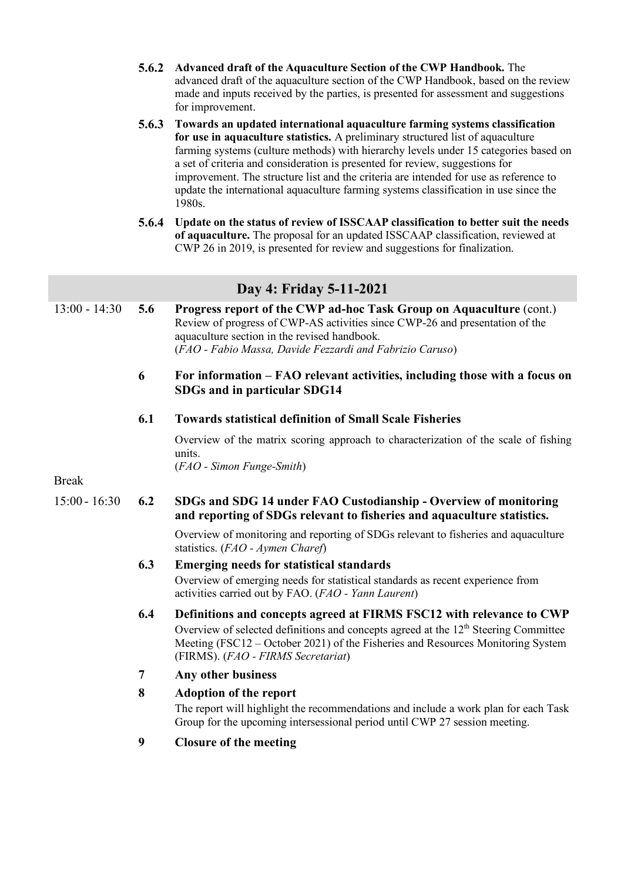**5.6.2 Advanced draft of the Aquaculture Section of the CWP Handbook.** The advanced draft of the aquaculture section of the CWP Handbook, based on the review made and inputs received by the parties, is presented for assessment and suggestions for improvement.

**5.6.3 Towards an updated international aquaculture farming systems classification for use in aquaculture statistics.** A preliminary structured list of aquaculture farming systems (culture methods) with hierarchy levels under 15 categories based on a set of criteria and consideration is presented for review, suggestions for improvement. The structure list and the criteria are intended for use as reference to update the international aquaculture farming systems classification in use since the 1980s.

**5.6.4 Update on the status of review of ISSCAAP classification to better suit the needs of aquaculture.** The proposal for an updated ISSCAAP classification, reviewed at CWP 26 in 2019, is presented for review and suggestions for finalization.

## Day 4: Friday 5-11-2021

13:00 - 14:30

**5.6 Progress report of the CWP ad-hoc Task Group on Aquaculture** (cont.)
Review of progress of CWP-AS activities since CWP-26 and presentation of the aquaculture section in the revised handbook.
(*FAO - Fabio Massa, Davide Fezzardi and Fabrizio Caruso*)

**6 For information – FAO relevant activities, including those with a focus on SDGs and in particular SDG14**

**6.1 Towards statistical definition of Small Scale Fisheries**

Overview of the matrix scoring approach to characterization of the scale of fishing units.
(*FAO - Simon Funge-Smith*)

Break

15:00 - 16:30

**6.2 SDGs and SDG 14 under FAO Custodianship - Overview of monitoring and reporting of SDGs relevant to fisheries and aquaculture statistics.**

Overview of monitoring and reporting of SDGs relevant to fisheries and aquaculture statistics. (*FAO - Aymen Charef*)

**6.3 Emerging needs for statistical standards**

Overview of emerging needs for statistical standards as recent experience from activities carried out by FAO. (*FAO - Yann Laurent*)

**6.4 Definitions and concepts agreed at FIRMS FSC12 with relevance to CWP**

Overview of selected definitions and concepts agreed at the 12th Steering Committee Meeting (FSC12 – October 2021) of the Fisheries and Resources Monitoring System (FIRMS). (*FAO - FIRMS Secretariat*)

**7 Any other business**

**8 Adoption of the report**

The report will highlight the recommendations and include a work plan for each Task Group for the upcoming intersessional period until CWP 27 session meeting.

**9 Closure of the meeting**